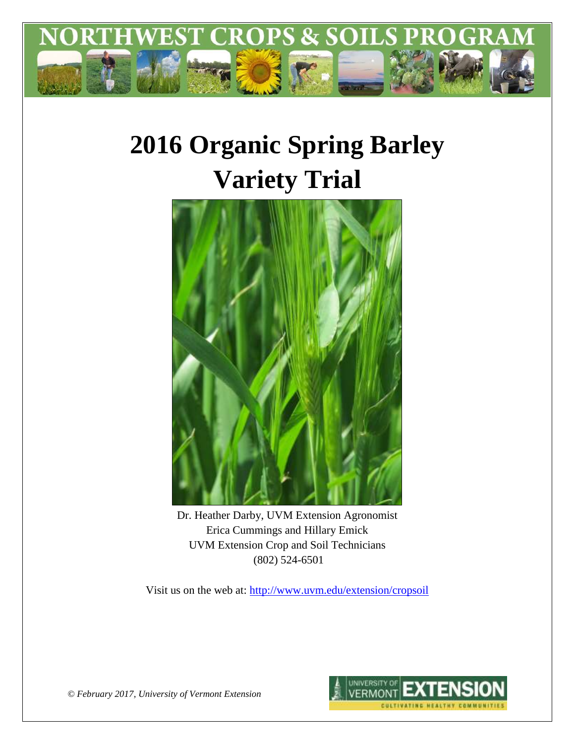NORTHWEST CROPS & SOILS PROGRAM

# 2016 Organic Spring Barley Variety Trial

Dr. Heather Darby, UVM Extension Agronomist
Erica Cummings and Hillary Emick
UVM Extension Crop and Soil Technicians
(802) 524-6501

Visit us on the web at: http://www.uvm.edu/extension/cropsoil

*© February 2017, University of Vermont Extension*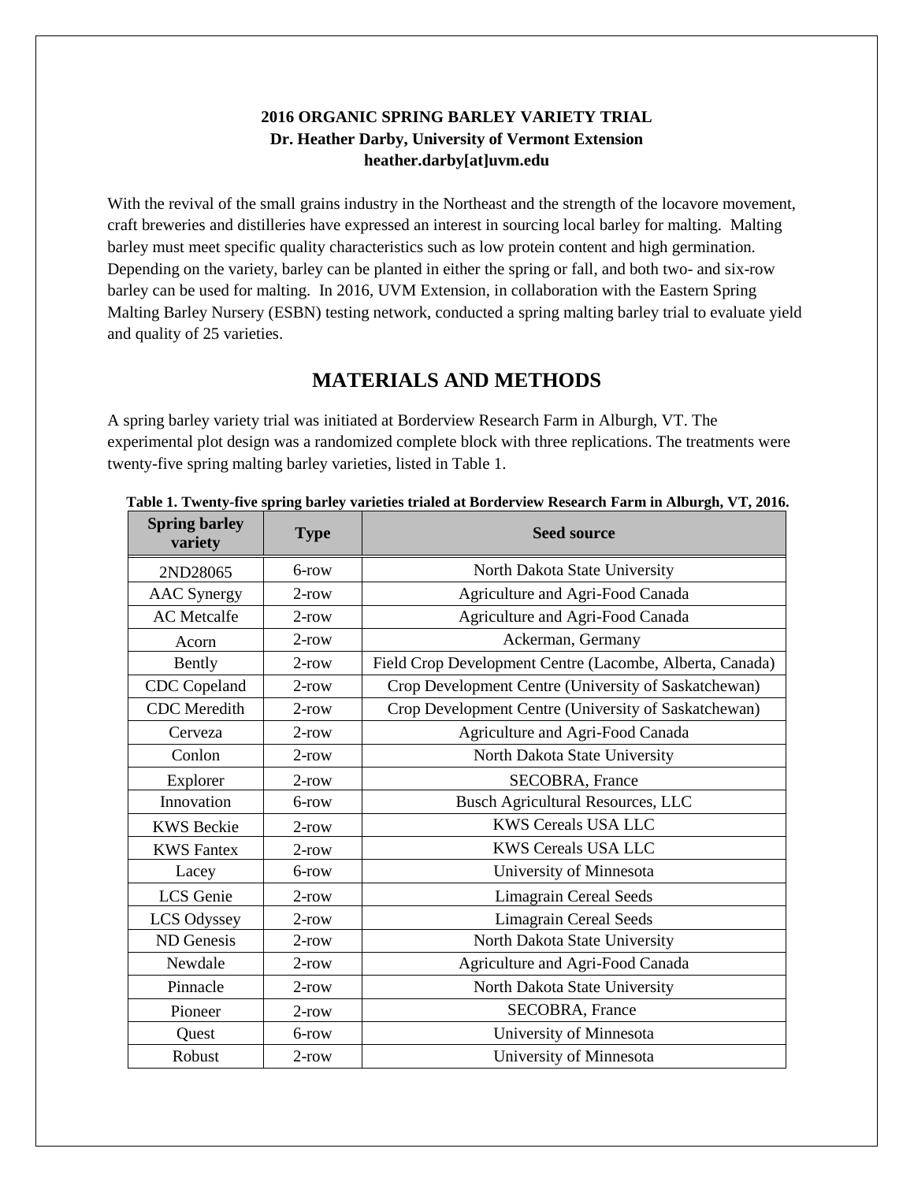**2016 ORGANIC SPRING BARLEY VARIETY TRIAL**
**Dr. Heather Darby, University of Vermont Extension**
**heather.darby[at]uvm.edu**

With the revival of the small grains industry in the Northeast and the strength of the locavore movement, craft breweries and distilleries have expressed an interest in sourcing local barley for malting. Malting barley must meet specific quality characteristics such as low protein content and high germination. Depending on the variety, barley can be planted in either the spring or fall, and both two- and six-row barley can be used for malting. In 2016, UVM Extension, in collaboration with the Eastern Spring Malting Barley Nursery (ESBN) testing network, conducted a spring malting barley trial to evaluate yield and quality of 25 varieties.

## MATERIALS AND METHODS

A spring barley variety trial was initiated at Borderview Research Farm in Alburgh, VT. The experimental plot design was a randomized complete block with three replications. The treatments were twenty-five spring malting barley varieties, listed in Table 1.

**Table 1. Twenty-five spring barley varieties trialed at Borderview Research Farm in Alburgh, VT, 2016.**

| Spring barley variety | Type | Seed source |
|---|---|---|
| 2ND28065 | 6-row | North Dakota State University |
| AAC Synergy | 2-row | Agriculture and Agri-Food Canada |
| AC Metcalfe | 2-row | Agriculture and Agri-Food Canada |
| Acorn | 2-row | Ackerman, Germany |
| Bently | 2-row | Field Crop Development Centre (Lacombe, Alberta, Canada) |
| CDC Copeland | 2-row | Crop Development Centre (University of Saskatchewan) |
| CDC Meredith | 2-row | Crop Development Centre (University of Saskatchewan) |
| Cerveza | 2-row | Agriculture and Agri-Food Canada |
| Conlon | 2-row | North Dakota State University |
| Explorer | 2-row | SECOBRA, France |
| Innovation | 6-row | Busch Agricultural Resources, LLC |
| KWS Beckie | 2-row | KWS Cereals USA LLC |
| KWS Fantex | 2-row | KWS Cereals USA LLC |
| Lacey | 6-row | University of Minnesota |
| LCS Genie | 2-row | Limagrain Cereal Seeds |
| LCS Odyssey | 2-row | Limagrain Cereal Seeds |
| ND Genesis | 2-row | North Dakota State University |
| Newdale | 2-row | Agriculture and Agri-Food Canada |
| Pinnacle | 2-row | North Dakota State University |
| Pioneer | 2-row | SECOBRA, France |
| Quest | 6-row | University of Minnesota |
| Robust | 2-row | University of Minnesota |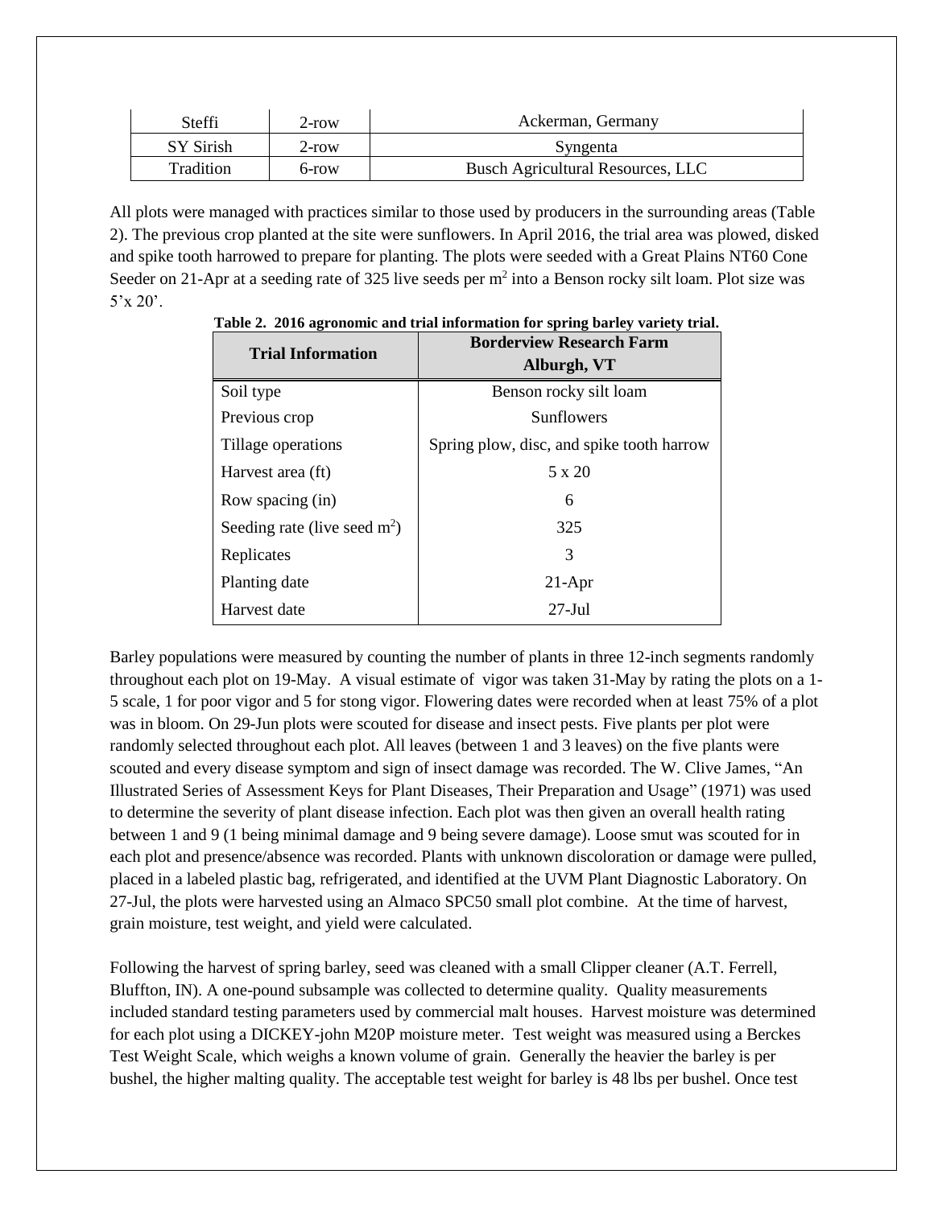| Steffi | 2-row | Ackerman, Germany |
|---|---|---|
| SY Sirish | 2-row | Syngenta |
| Tradition | 6-row | Busch Agricultural Resources, LLC |

All plots were managed with practices similar to those used by producers in the surrounding areas (Table 2). The previous crop planted at the site were sunflowers. In April 2016, the trial area was plowed, disked and spike tooth harrowed to prepare for planting. The plots were seeded with a Great Plains NT60 Cone Seeder on 21-Apr at a seeding rate of 325 live seeds per $m^2$ into a Benson rocky silt loam. Plot size was 5'x 20'.

**Table 2. 2016 agronomic and trial information for spring barley variety trial.**

| Trial Information | Borderview Research Farm Alburgh, VT |
|---|---|
| Soil type | Benson rocky silt loam |
| Previous crop | Sunflowers |
| Tillage operations | Spring plow, disc, and spike tooth harrow |
| Harvest area (ft) | 5 x 20 |
| Row spacing (in) | 6 |
| Seeding rate (live seed $m^2$) | 325 |
| Replicates | 3 |
| Planting date | 21-Apr |
| Harvest date | 27-Jul |

Barley populations were measured by counting the number of plants in three 12-inch segments randomly throughout each plot on 19-May. A visual estimate of vigor was taken 31-May by rating the plots on a 1-5 scale, 1 for poor vigor and 5 for stong vigor. Flowering dates were recorded when at least 75% of a plot was in bloom. On 29-Jun plots were scouted for disease and insect pests. Five plants per plot were randomly selected throughout each plot. All leaves (between 1 and 3 leaves) on the five plants were scouted and every disease symptom and sign of insect damage was recorded. The W. Clive James, "An Illustrated Series of Assessment Keys for Plant Diseases, Their Preparation and Usage" (1971) was used to determine the severity of plant disease infection. Each plot was then given an overall health rating between 1 and 9 (1 being minimal damage and 9 being severe damage). Loose smut was scouted for in each plot and presence/absence was recorded. Plants with unknown discoloration or damage were pulled, placed in a labeled plastic bag, refrigerated, and identified at the UVM Plant Diagnostic Laboratory. On 27-Jul, the plots were harvested using an Almaco SPC50 small plot combine. At the time of harvest, grain moisture, test weight, and yield were calculated.

Following the harvest of spring barley, seed was cleaned with a small Clipper cleaner (A.T. Ferrell, Bluffton, IN). A one-pound subsample was collected to determine quality. Quality measurements included standard testing parameters used by commercial malt houses. Harvest moisture was determined for each plot using a DICKEY-john M20P moisture meter. Test weight was measured using a Berckes Test Weight Scale, which weighs a known volume of grain. Generally the heavier the barley is per bushel, the higher malting quality. The acceptable test weight for barley is 48 lbs per bushel. Once test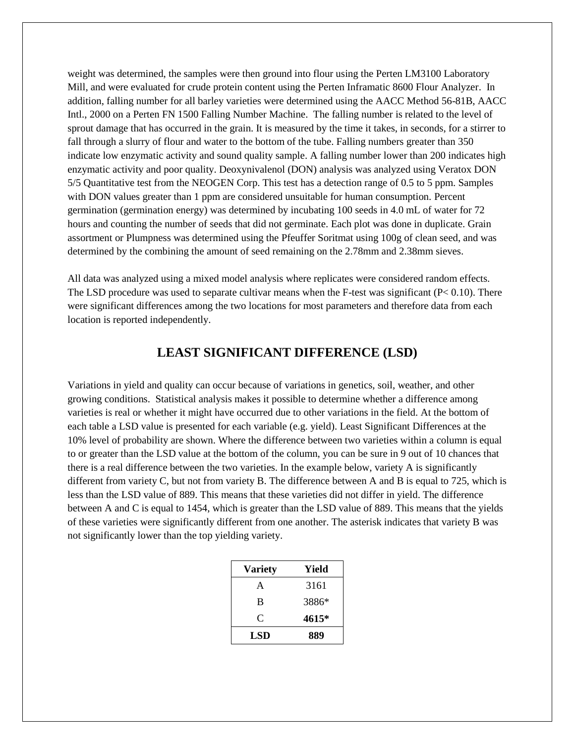weight was determined, the samples were then ground into flour using the Perten LM3100 Laboratory Mill, and were evaluated for crude protein content using the Perten Inframatic 8600 Flour Analyzer. In addition, falling number for all barley varieties were determined using the AACC Method 56-81B, AACC Intl., 2000 on a Perten FN 1500 Falling Number Machine. The falling number is related to the level of sprout damage that has occurred in the grain. It is measured by the time it takes, in seconds, for a stirrer to fall through a slurry of flour and water to the bottom of the tube. Falling numbers greater than 350 indicate low enzymatic activity and sound quality sample. A falling number lower than 200 indicates high enzymatic activity and poor quality. Deoxynivalenol (DON) analysis was analyzed using Veratox DON 5/5 Quantitative test from the NEOGEN Corp. This test has a detection range of 0.5 to 5 ppm. Samples with DON values greater than 1 ppm are considered unsuitable for human consumption. Percent germination (germination energy) was determined by incubating 100 seeds in 4.0 mL of water for 72 hours and counting the number of seeds that did not germinate. Each plot was done in duplicate. Grain assortment or Plumpness was determined using the Pfeuffer Soritmat using 100g of clean seed, and was determined by the combining the amount of seed remaining on the 2.78mm and 2.38mm sieves.

All data was analyzed using a mixed model analysis where replicates were considered random effects. The LSD procedure was used to separate cultivar means when the F-test was significant ($P < 0.10$). There were significant differences among the two locations for most parameters and therefore data from each location is reported independently.

## LEAST SIGNIFICANT DIFFERENCE (LSD)

Variations in yield and quality can occur because of variations in genetics, soil, weather, and other growing conditions. Statistical analysis makes it possible to determine whether a difference among varieties is real or whether it might have occurred due to other variations in the field. At the bottom of each table a LSD value is presented for each variable (e.g. yield). Least Significant Differences at the 10% level of probability are shown. Where the difference between two varieties within a column is equal to or greater than the LSD value at the bottom of the column, you can be sure in 9 out of 10 chances that there is a real difference between the two varieties. In the example below, variety A is significantly different from variety C, but not from variety B. The difference between A and B is equal to 725, which is less than the LSD value of 889. This means that these varieties did not differ in yield. The difference between A and C is equal to 1454, which is greater than the LSD value of 889. This means that the yields of these varieties were significantly different from one another. The asterisk indicates that variety B was not significantly lower than the top yielding variety.

| Variety | Yield |
|---|---|
| A | 3161 |
| B | 3886* |
| C | **4615*** |
| **LSD** | **889** |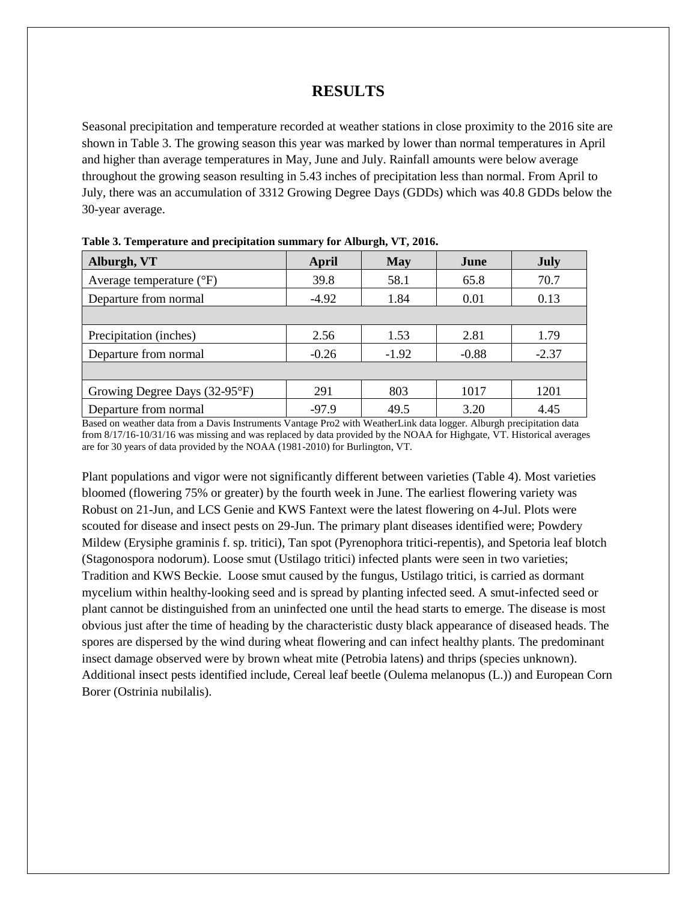# RESULTS

Seasonal precipitation and temperature recorded at weather stations in close proximity to the 2016 site are shown in Table 3. The growing season this year was marked by lower than normal temperatures in April and higher than average temperatures in May, June and July. Rainfall amounts were below average throughout the growing season resulting in 5.43 inches of precipitation less than normal. From April to July, there was an accumulation of 3312 Growing Degree Days (GDDs) which was 40.8 GDDs below the 30-year average.

**Table 3. Temperature and precipitation summary for Alburgh, VT, 2016.**

| Alburgh, VT | April | May | June | July |
|---|---|---|---|---|
| Average temperature (°F) | 39.8 | 58.1 | 65.8 | 70.7 |
| Departure from normal | -4.92 | 1.84 | 0.01 | 0.13 |
| | | | | |
| Precipitation (inches) | 2.56 | 1.53 | 2.81 | 1.79 |
| Departure from normal | -0.26 | -1.92 | -0.88 | -2.37 |
| | | | | |
| Growing Degree Days (32-95°F) | 291 | 803 | 1017 | 1201 |
| Departure from normal | -97.9 | 49.5 | 3.20 | 4.45 |

Based on weather data from a Davis Instruments Vantage Pro2 with WeatherLink data logger. Alburgh precipitation data from 8/17/16-10/31/16 was missing and was replaced by data provided by the NOAA for Highgate, VT. Historical averages are for 30 years of data provided by the NOAA (1981-2010) for Burlington, VT.

Plant populations and vigor were not significantly different between varieties (Table 4). Most varieties bloomed (flowering 75% or greater) by the fourth week in June. The earliest flowering variety was Robust on 21-Jun, and LCS Genie and KWS Fantext were the latest flowering on 4-Jul. Plots were scouted for disease and insect pests on 29-Jun. The primary plant diseases identified were; Powdery Mildew (Erysiphe graminis f. sp. tritici), Tan spot (Pyrenophora tritici-repentis), and Spetoria leaf blotch (Stagonospora nodorum). Loose smut (Ustilago tritici) infected plants were seen in two varieties; Tradition and KWS Beckie. Loose smut caused by the fungus, Ustilago tritici, is carried as dormant mycelium within healthy-looking seed and is spread by planting infected seed. A smut-infected seed or plant cannot be distinguished from an uninfected one until the head starts to emerge. The disease is most obvious just after the time of heading by the characteristic dusty black appearance of diseased heads. The spores are dispersed by the wind during wheat flowering and can infect healthy plants. The predominant insect damage observed were by brown wheat mite (Petrobia latens) and thrips (species unknown). Additional insect pests identified include, Cereal leaf beetle (Oulema melanopus (L.)) and European Corn Borer (Ostrinia nubilalis).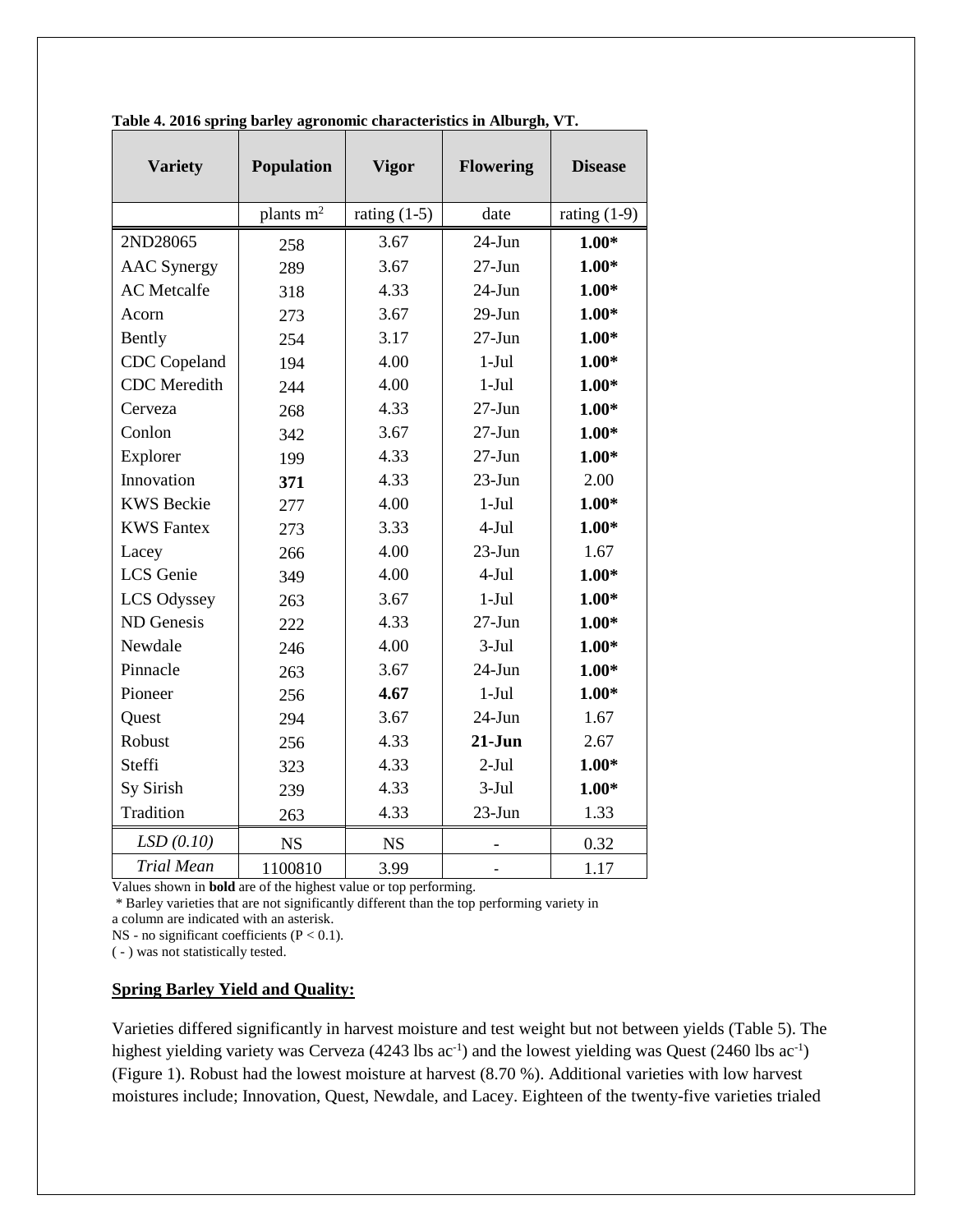**Table 4. 2016 spring barley agronomic characteristics in Alburgh, VT.**

| Variety | Population | Vigor | Flowering | Disease |
|---|---|---|---|---|
| | plants m$^2$ | rating (1-5) | date | rating (1-9) |
| 2ND28065 | 258 | 3.67 | 24-Jun | **1.00*** |
| AAC Synergy | 289 | 3.67 | 27-Jun | **1.00*** |
| AC Metcalfe | 318 | 4.33 | 24-Jun | **1.00*** |
| Acorn | 273 | 3.67 | 29-Jun | **1.00*** |
| Bently | 254 | 3.17 | 27-Jun | **1.00*** |
| CDC Copeland | 194 | 4.00 | 1-Jul | **1.00*** |
| CDC Meredith | 244 | 4.00 | 1-Jul | **1.00*** |
| Cerveza | 268 | 4.33 | 27-Jun | **1.00*** |
| Conlon | 342 | 3.67 | 27-Jun | **1.00*** |
| Explorer | 199 | 4.33 | 27-Jun | **1.00*** |
| Innovation | **371** | 4.33 | 23-Jun | 2.00 |
| KWS Beckie | 277 | 4.00 | 1-Jul | **1.00*** |
| KWS Fantex | 273 | 3.33 | 4-Jul | **1.00*** |
| Lacey | 266 | 4.00 | 23-Jun | 1.67 |
| LCS Genie | 349 | 4.00 | 4-Jul | **1.00*** |
| LCS Odyssey | 263 | 3.67 | 1-Jul | **1.00*** |
| ND Genesis | 222 | 4.33 | 27-Jun | **1.00*** |
| Newdale | 246 | 4.00 | 3-Jul | **1.00*** |
| Pinnacle | 263 | 3.67 | 24-Jun | **1.00*** |
| Pioneer | 256 | **4.67** | 1-Jul | **1.00*** |
| Quest | 294 | 3.67 | 24-Jun | 1.67 |
| Robust | 256 | 4.33 | **21-Jun** | 2.67 |
| Steffi | 323 | 4.33 | 2-Jul | **1.00*** |
| Sy Sirish | 239 | 4.33 | 3-Jul | **1.00*** |
| Tradition | 263 | 4.33 | 23-Jun | 1.33 |
| *LSD (0.10)* | NS | NS | - | 0.32 |
| *Trial Mean* | 1100810 | 3.99 | - | 1.17 |

Values shown in **bold** are of the highest value or top performing.
\* Barley varieties that are not significantly different than the top performing variety in a column are indicated with an asterisk.
NS - no significant coefficients ($P < 0.1$).
( - ) was not statistically tested.

## Spring Barley Yield and Quality:

Varieties differed significantly in harvest moisture and test weight but not between yields (Table 5). The highest yielding variety was Cerveza (4243 lbs ac$^{-1}$) and the lowest yielding was Quest (2460 lbs ac$^{-1}$) (Figure 1). Robust had the lowest moisture at harvest (8.70 %). Additional varieties with low harvest moistures include; Innovation, Quest, Newdale, and Lacey. Eighteen of the twenty-five varieties trialed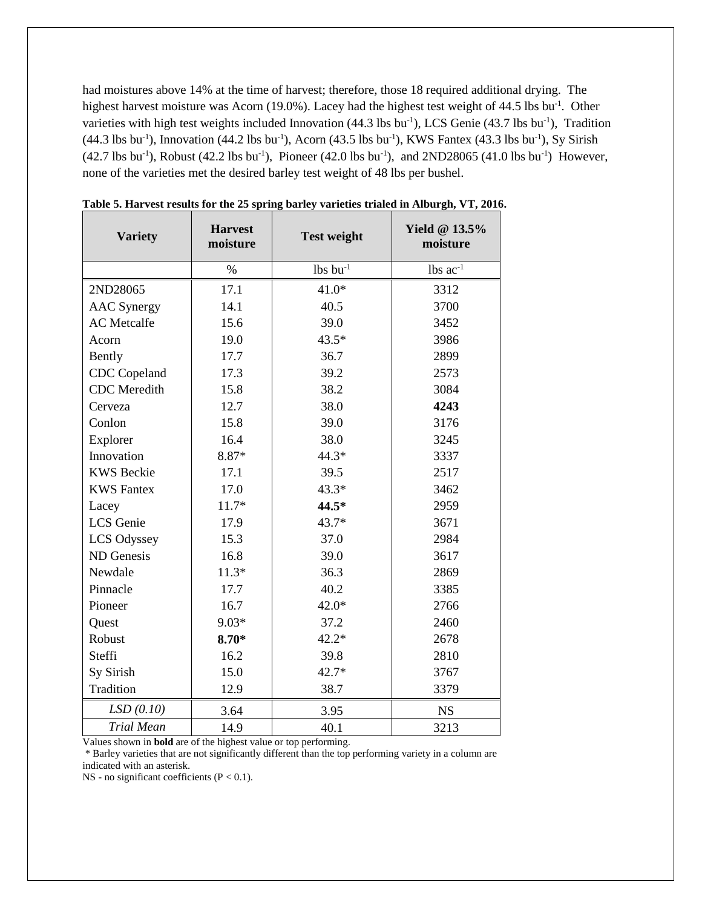had moistures above 14% at the time of harvest; therefore, those 18 required additional drying. The highest harvest moisture was Acorn (19.0%). Lacey had the highest test weight of 44.5 lbs bu$^{-1}$. Other varieties with high test weights included Innovation (44.3 lbs bu$^{-1}$), LCS Genie (43.7 lbs bu$^{-1}$), Tradition (44.3 lbs bu$^{-1}$), Innovation (44.2 lbs bu$^{-1}$), Acorn (43.5 lbs bu$^{-1}$), KWS Fantex (43.3 lbs bu$^{-1}$), Sy Sirish (42.7 lbs bu$^{-1}$), Robust (42.2 lbs bu$^{-1}$), Pioneer (42.0 lbs bu$^{-1}$), and 2ND28065 (41.0 lbs bu$^{-1}$) However, none of the varieties met the desired barley test weight of 48 lbs per bushel.

**Table 5. Harvest results for the 25 spring barley varieties trialed in Alburgh, VT, 2016.**

| Variety | Harvest moisture | Test weight | Yield @ 13.5% moisture |
|---|---|---|---|
| | % | lbs bu$^{-1}$ | lbs ac$^{-1}$ |
| 2ND28065 | 17.1 | 41.0* | 3312 |
| AAC Synergy | 14.1 | 40.5 | 3700 |
| AC Metcalfe | 15.6 | 39.0 | 3452 |
| Acorn | 19.0 | 43.5* | 3986 |
| Bently | 17.7 | 36.7 | 2899 |
| CDC Copeland | 17.3 | 39.2 | 2573 |
| CDC Meredith | 15.8 | 38.2 | 3084 |
| Cerveza | 12.7 | 38.0 | **4243** |
| Conlon | 15.8 | 39.0 | 3176 |
| Explorer | 16.4 | 38.0 | 3245 |
| Innovation | 8.87* | 44.3* | 3337 |
| KWS Beckie | 17.1 | 39.5 | 2517 |
| KWS Fantex | 17.0 | 43.3* | 3462 |
| Lacey | 11.7* | **44.5*** | 2959 |
| LCS Genie | 17.9 | 43.7* | 3671 |
| LCS Odyssey | 15.3 | 37.0 | 2984 |
| ND Genesis | 16.8 | 39.0 | 3617 |
| Newdale | 11.3* | 36.3 | 2869 |
| Pinnacle | 17.7 | 40.2 | 3385 |
| Pioneer | 16.7 | 42.0* | 2766 |
| Quest | 9.03* | 37.2 | 2460 |
| Robust | **8.70*** | 42.2* | 2678 |
| Steffi | 16.2 | 39.8 | 2810 |
| Sy Sirish | 15.0 | 42.7* | 3767 |
| Tradition | 12.9 | 38.7 | 3379 |
| *LSD (0.10)* | 3.64 | 3.95 | NS |
| *Trial Mean* | 14.9 | 40.1 | 3213 |

Values shown in **bold** are of the highest value or top performing.
* Barley varieties that are not significantly different than the top performing variety in a column are indicated with an asterisk.
NS - no significant coefficients ($P < 0.1$).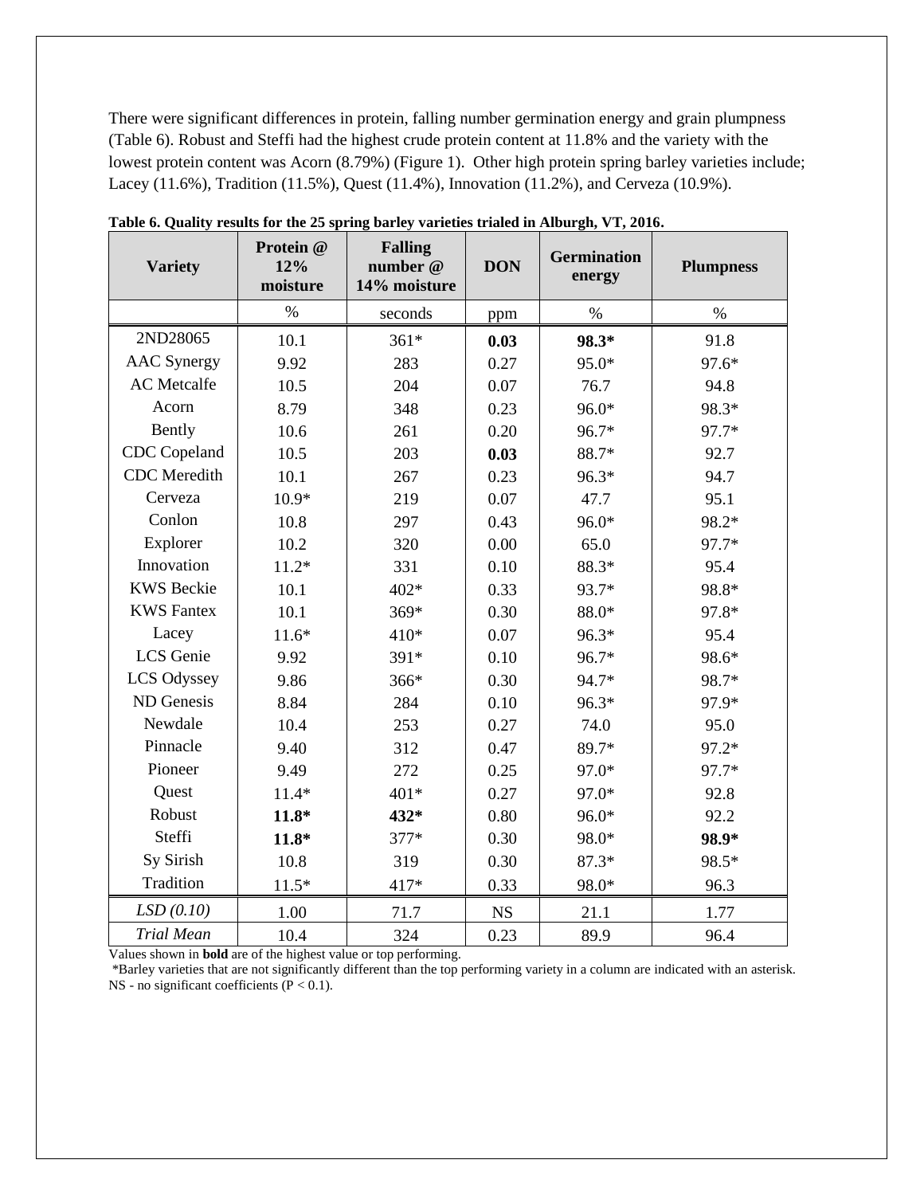There were significant differences in protein, falling number germination energy and grain plumpness (Table 6). Robust and Steffi had the highest crude protein content at 11.8% and the variety with the lowest protein content was Acorn (8.79%) (Figure 1). Other high protein spring barley varieties include; Lacey (11.6%), Tradition (11.5%), Quest (11.4%), Innovation (11.2%), and Cerveza (10.9%).

**Table 6. Quality results for the 25 spring barley varieties trialed in Alburgh, VT, 2016.**

| Variety | Protein @ 12% moisture | Falling number @ 14% moisture | DON | Germination energy | Plumpness |
|---|---|---|---|---|---|
| | % | seconds | ppm | % | % |
| 2ND28065 | 10.1 | 361* | **0.03** | **98.3*** | 91.8 |
| AAC Synergy | 9.92 | 283 | 0.27 | 95.0* | 97.6* |
| AC Metcalfe | 10.5 | 204 | 0.07 | 76.7 | 94.8 |
| Acorn | 8.79 | 348 | 0.23 | 96.0* | 98.3* |
| Bently | 10.6 | 261 | 0.20 | 96.7* | 97.7* |
| CDC Copeland | 10.5 | 203 | **0.03** | 88.7* | 92.7 |
| CDC Meredith | 10.1 | 267 | 0.23 | 96.3* | 94.7 |
| Cerveza | 10.9* | 219 | 0.07 | 47.7 | 95.1 |
| Conlon | 10.8 | 297 | 0.43 | 96.0* | 98.2* |
| Explorer | 10.2 | 320 | 0.00 | 65.0 | 97.7* |
| Innovation | 11.2* | 331 | 0.10 | 88.3* | 95.4 |
| KWS Beckie | 10.1 | 402* | 0.33 | 93.7* | 98.8* |
| KWS Fantex | 10.1 | 369* | 0.30 | 88.0* | 97.8* |
| Lacey | 11.6* | 410* | 0.07 | 96.3* | 95.4 |
| LCS Genie | 9.92 | 391* | 0.10 | 96.7* | 98.6* |
| LCS Odyssey | 9.86 | 366* | 0.30 | 94.7* | 98.7* |
| ND Genesis | 8.84 | 284 | 0.10 | 96.3* | 97.9* |
| Newdale | 10.4 | 253 | 0.27 | 74.0 | 95.0 |
| Pinnacle | 9.40 | 312 | 0.47 | 89.7* | 97.2* |
| Pioneer | 9.49 | 272 | 0.25 | 97.0* | 97.7* |
| Quest | 11.4* | 401* | 0.27 | 97.0* | 92.8 |
| Robust | **11.8*** | **432*** | 0.80 | 96.0* | 92.2 |
| Steffi | **11.8*** | 377* | 0.30 | 98.0* | **98.9*** |
| Sy Sirish | 10.8 | 319 | 0.30 | 87.3* | 98.5* |
| Tradition | 11.5* | 417* | 0.33 | 98.0* | 96.3 |
| *LSD (0.10)* | 1.00 | 71.7 | NS | 21.1 | 1.77 |
| *Trial Mean* | 10.4 | 324 | 0.23 | 89.9 | 96.4 |

Values shown in **bold** are of the highest value or top performing.
*Barley varieties that are not significantly different than the top performing variety in a column are indicated with an asterisk.
NS - no significant coefficients ($P < 0.1$).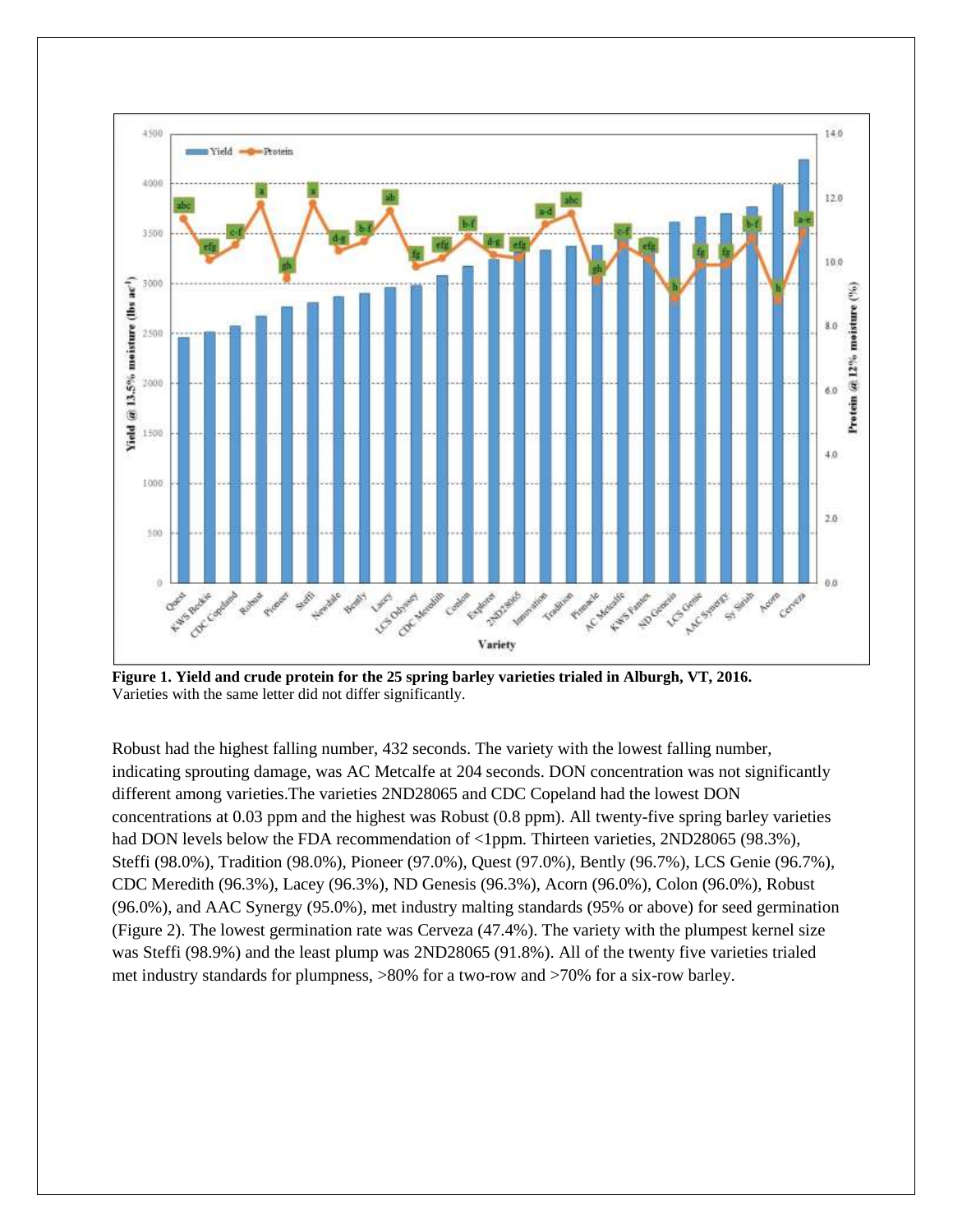**Figure 1. Yield and crude protein for the 25 spring barley varieties trialed in Alburgh, VT, 2016.**
Varieties with the same letter did not differ significantly.

Robust had the highest falling number, 432 seconds. The variety with the lowest falling number, indicating sprouting damage, was AC Metcalfe at 204 seconds. DON concentration was not significantly different among varieties.The varieties 2ND28065 and CDC Copeland had the lowest DON concentrations at 0.03 ppm and the highest was Robust (0.8 ppm). All twenty-five spring barley varieties had DON levels below the FDA recommendation of <1ppm. Thirteen varieties, 2ND28065 (98.3%), Steffi (98.0%), Tradition (98.0%), Pioneer (97.0%), Quest (97.0%), Bently (96.7%), LCS Genie (96.7%), CDC Meredith (96.3%), Lacey (96.3%), ND Genesis (96.3%), Acorn (96.0%), Colon (96.0%), Robust (96.0%), and AAC Synergy (95.0%), met industry malting standards (95% or above) for seed germination (Figure 2). The lowest germination rate was Cerveza (47.4%). The variety with the plumpest kernel size was Steffi (98.9%) and the least plump was 2ND28065 (91.8%). All of the twenty five varieties trialed met industry standards for plumpness, >80% for a two-row and >70% for a six-row barley.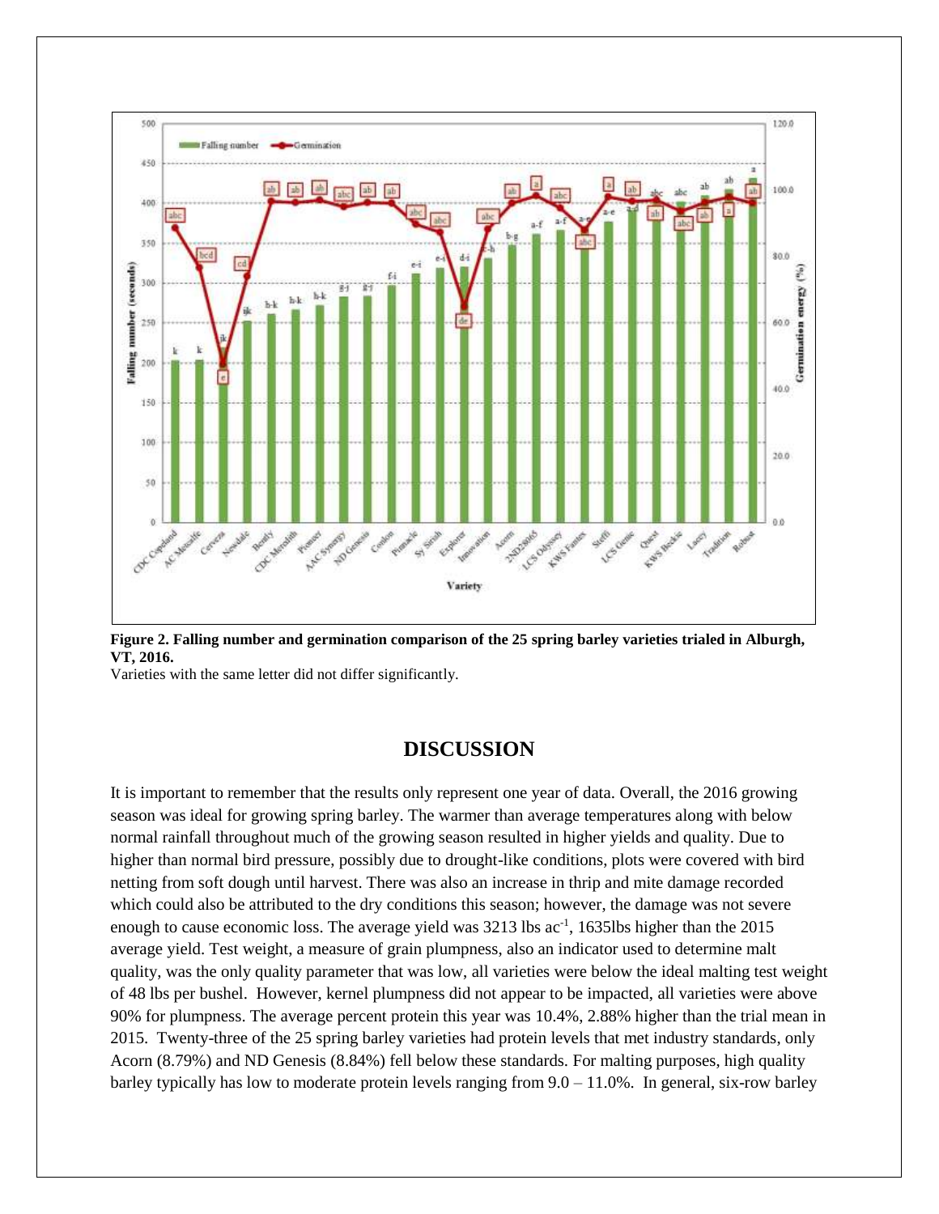**Figure 2. Falling number and germination comparison of the 25 spring barley varieties trialed in Alburgh, VT, 2016.**

Varieties with the same letter did not differ significantly.

## DISCUSSION

It is important to remember that the results only represent one year of data. Overall, the 2016 growing season was ideal for growing spring barley. The warmer than average temperatures along with below normal rainfall throughout much of the growing season resulted in higher yields and quality. Due to higher than normal bird pressure, possibly due to drought-like conditions, plots were covered with bird netting from soft dough until harvest. There was also an increase in thrip and mite damage recorded which could also be attributed to the dry conditions this season; however, the damage was not severe enough to cause economic loss. The average yield was 3213 lbs ac$^{-1}$, 1635lbs higher than the 2015 average yield. Test weight, a measure of grain plumpness, also an indicator used to determine malt quality, was the only quality parameter that was low, all varieties were below the ideal malting test weight of 48 lbs per bushel. However, kernel plumpness did not appear to be impacted, all varieties were above 90% for plumpness. The average percent protein this year was 10.4%, 2.88% higher than the trial mean in 2015. Twenty-three of the 25 spring barley varieties had protein levels that met industry standards, only Acorn (8.79%) and ND Genesis (8.84%) fell below these standards. For malting purposes, high quality barley typically has low to moderate protein levels ranging from 9.0 – 11.0%. In general, six-row barley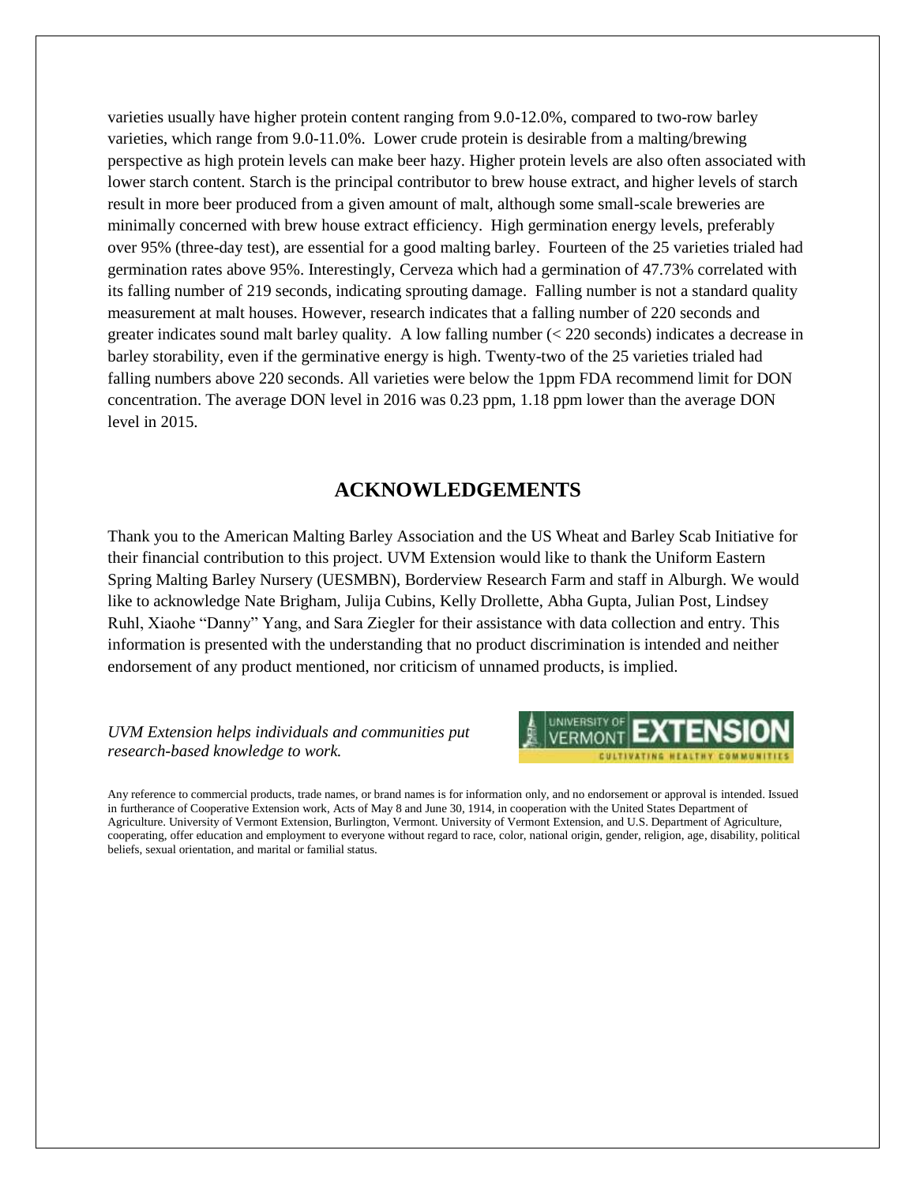varieties usually have higher protein content ranging from 9.0-12.0%, compared to two-row barley varieties, which range from 9.0-11.0%. Lower crude protein is desirable from a malting/brewing perspective as high protein levels can make beer hazy. Higher protein levels are also often associated with lower starch content. Starch is the principal contributor to brew house extract, and higher levels of starch result in more beer produced from a given amount of malt, although some small-scale breweries are minimally concerned with brew house extract efficiency. High germination energy levels, preferably over 95% (three-day test), are essential for a good malting barley. Fourteen of the 25 varieties trialed had germination rates above 95%. Interestingly, Cerveza which had a germination of 47.73% correlated with its falling number of 219 seconds, indicating sprouting damage. Falling number is not a standard quality measurement at malt houses. However, research indicates that a falling number of 220 seconds and greater indicates sound malt barley quality. A low falling number (< 220 seconds) indicates a decrease in barley storability, even if the germinative energy is high. Twenty-two of the 25 varieties trialed had falling numbers above 220 seconds. All varieties were below the 1ppm FDA recommend limit for DON concentration. The average DON level in 2016 was 0.23 ppm, 1.18 ppm lower than the average DON level in 2015.

## ACKNOWLEDGEMENTS

Thank you to the American Malting Barley Association and the US Wheat and Barley Scab Initiative for their financial contribution to this project. UVM Extension would like to thank the Uniform Eastern Spring Malting Barley Nursery (UESMBN), Borderview Research Farm and staff in Alburgh. We would like to acknowledge Nate Brigham, Julija Cubins, Kelly Drollette, Abha Gupta, Julian Post, Lindsey Ruhl, Xiaohe "Danny" Yang, and Sara Ziegler for their assistance with data collection and entry. This information is presented with the understanding that no product discrimination is intended and neither endorsement of any product mentioned, nor criticism of unnamed products, is implied.

*UVM Extension helps individuals and communities put research-based knowledge to work.*

UNIVERSITY OF VERMONT EXTENSION
CULTIVATING HEALTHY COMMUNITIES

Any reference to commercial products, trade names, or brand names is for information only, and no endorsement or approval is intended. Issued in furtherance of Cooperative Extension work, Acts of May 8 and June 30, 1914, in cooperation with the United States Department of Agriculture. University of Vermont Extension, Burlington, Vermont. University of Vermont Extension, and U.S. Department of Agriculture, cooperating, offer education and employment to everyone without regard to race, color, national origin, gender, religion, age, disability, political beliefs, sexual orientation, and marital or familial status.